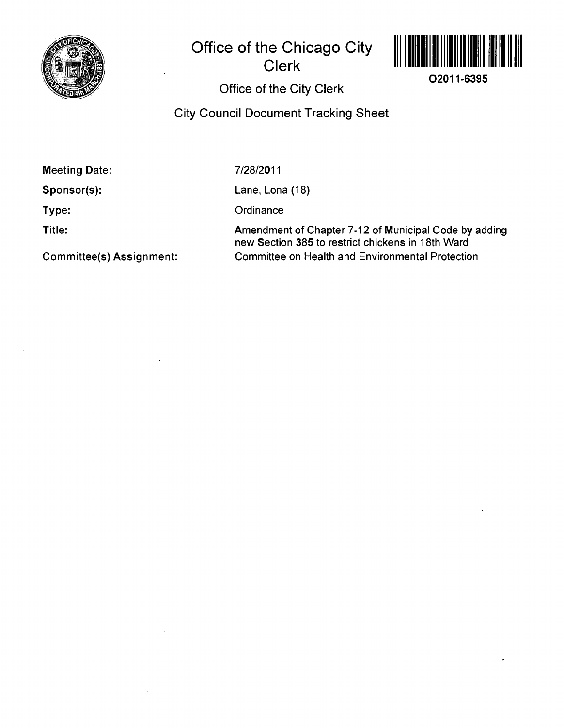# Office of the Chicago City Clerk

O2011-6395

## Office of the City Clerk

## City Council Document Tracking Sheet

**Meeting Date:** 7/28/2011

**Sponsor(s):** Lane, Lona (18)

**Type:** Ordinance

**Title:** Amendment of Chapter 7-12 of Municipal Code by adding new Section 385 to restrict chickens in 18th Ward

**Committee(s) Assignment:** Committee on Health and Environmental Protection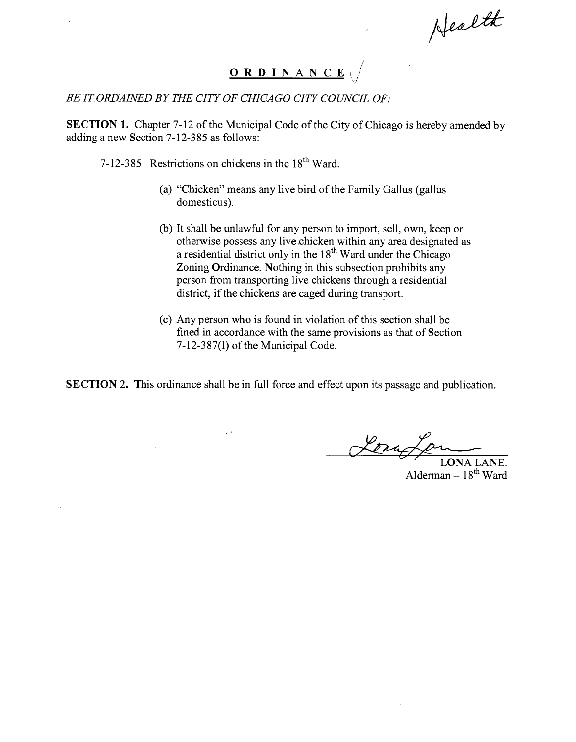Health

# ORDINANCE

*BE IT ORDAINED BY THE CITY OF CHICAGO CITY COUNCIL OF:*

**SECTION 1.** Chapter 7-12 of the Municipal Code of the City of Chicago is hereby amended by adding a new Section 7-12-385 as follows:

7-12-385 Restrictions on chickens in the 18th Ward.

(a) "Chicken" means any live bird of the Family Gallus (gallus domesticus).

(b) It shall be unlawful for any person to import, sell, own, keep or otherwise possess any live chicken within any area designated as a residential district only in the 18th Ward under the Chicago Zoning Ordinance. Nothing in this subsection prohibits any person from transporting live chickens through a residential district, if the chickens are caged during transport.

(c) Any person who is found in violation of this section shall be fined in accordance with the same provisions as that of Section 7-12-387(1) of the Municipal Code.

**SECTION 2.** This ordinance shall be in full force and effect upon its passage and publication.

LONA LANE.
Alderman – 18th Ward